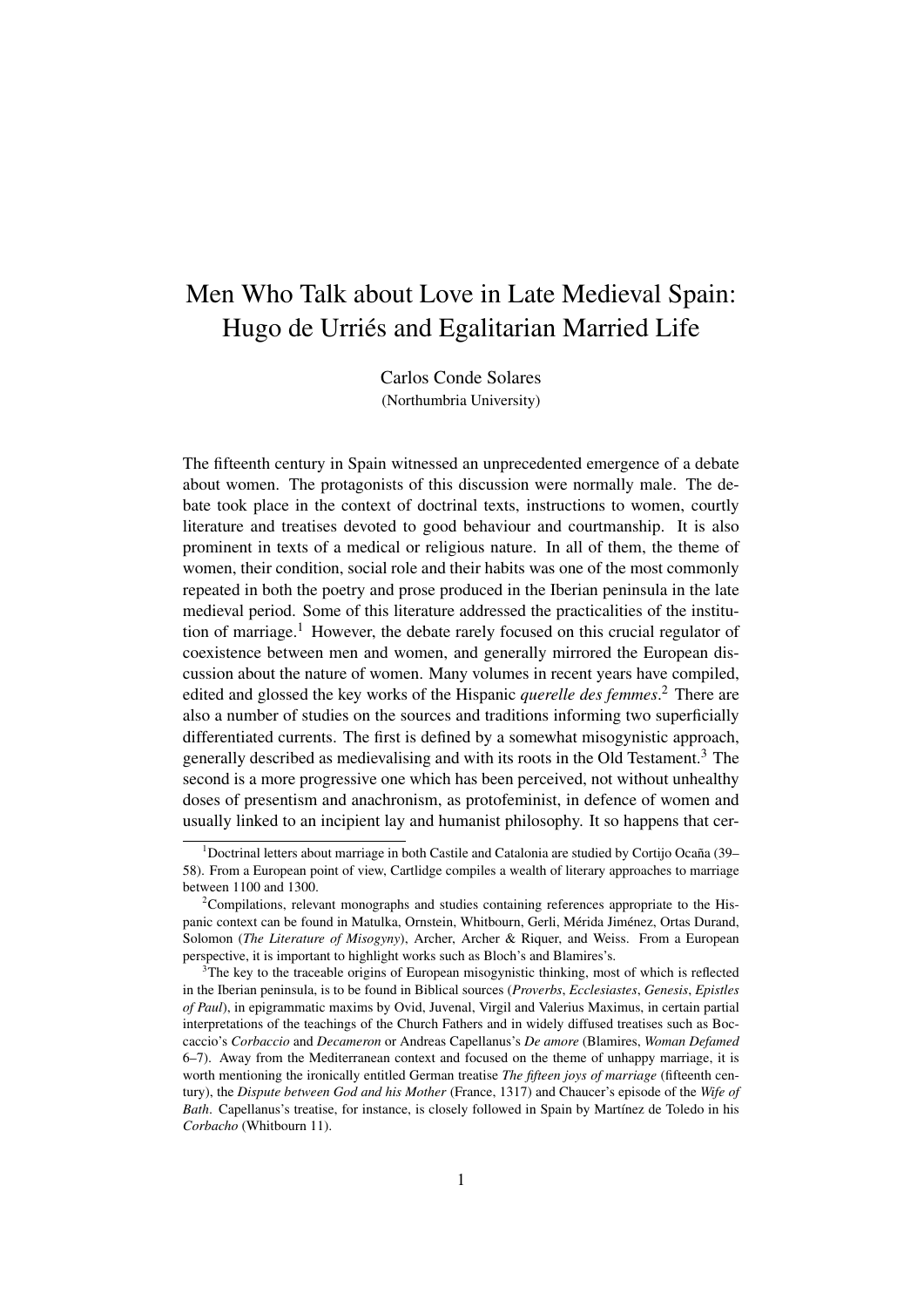# Men Who Talk about Love in Late Medieval Spain: Hugo de Urriés and Egalitarian Married Life

Carlos Conde Solares
(Northumbria University)

The fifteenth century in Spain witnessed an unprecedented emergence of a debate about women. The protagonists of this discussion were normally male. The debate took place in the context of doctrinal texts, instructions to women, courtly literature and treatises devoted to good behaviour and courtmanship. It is also prominent in texts of a medical or religious nature. In all of them, the theme of women, their condition, social role and their habits was one of the most commonly repeated in both the poetry and prose produced in the Iberian peninsula in the late medieval period. Some of this literature addressed the practicalities of the institution of marriage.[1] However, the debate rarely focused on this crucial regulator of coexistence between men and women, and generally mirrored the European discussion about the nature of women. Many volumes in recent years have compiled, edited and glossed the key works of the Hispanic *querelle des femmes*.[2] There are also a number of studies on the sources and traditions informing two superficially differentiated currents. The first is defined by a somewhat misogynistic approach, generally described as medievalising and with its roots in the Old Testament.[3] The second is a more progressive one which has been perceived, not without unhealthy doses of presentism and anachronism, as protofeminist, in defence of women and usually linked to an incipient lay and humanist philosophy. It so happens that cer-

[1] Doctrinal letters about marriage in both Castile and Catalonia are studied by Cortijo Ocaña (39–58). From a European point of view, Cartlidge compiles a wealth of literary approaches to marriage between 1100 and 1300.

[2] Compilations, relevant monographs and studies containing references appropriate to the Hispanic context can be found in Matulka, Ornstein, Whitbourn, Gerli, Mérida Jiménez, Ortas Durand, Solomon (*The Literature of Misogyny*), Archer, Archer & Riquer, and Weiss. From a European perspective, it is important to highlight works such as Bloch's and Blamires's.

[3] The key to the traceable origins of European misogynistic thinking, most of which is reflected in the Iberian peninsula, is to be found in Biblical sources (*Proverbs*, *Ecclesiastes*, *Genesis*, *Epistles of Paul*), in epigrammatic maxims by Ovid, Juvenal, Virgil and Valerius Maximus, in certain partial interpretations of the teachings of the Church Fathers and in widely diffused treatises such as Boccaccio's *Corbaccio* and *Decameron* or Andreas Capellanus's *De amore* (Blamires, *Woman Defamed* 6–7). Away from the Mediterranean context and focused on the theme of unhappy marriage, it is worth mentioning the ironically entitled German treatise *The fifteen joys of marriage* (fifteenth century), the *Dispute between God and his Mother* (France, 1317) and Chaucer's episode of the *Wife of Bath*. Capellanus's treatise, for instance, is closely followed in Spain by Martínez de Toledo in his *Corbacho* (Whitbourn 11).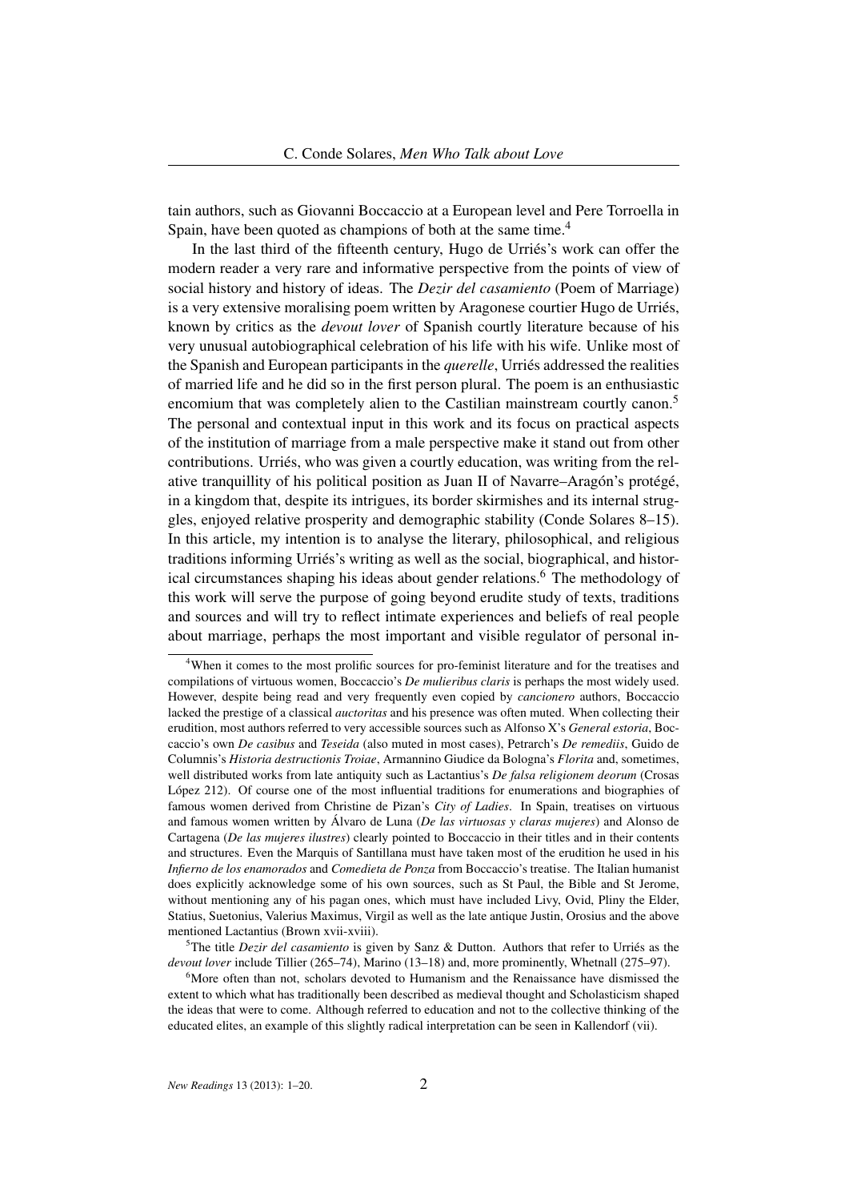tain authors, such as Giovanni Boccaccio at a European level and Pere Torroella in Spain, have been quoted as champions of both at the same time.[4]

In the last third of the fifteenth century, Hugo de Urriés's work can offer the modern reader a very rare and informative perspective from the points of view of social history and history of ideas. The *Dezir del casamiento* (Poem of Marriage) is a very extensive moralising poem written by Aragonese courtier Hugo de Urriés, known by critics as the *devout lover* of Spanish courtly literature because of his very unusual autobiographical celebration of his life with his wife. Unlike most of the Spanish and European participants in the *querelle*, Urriés addressed the realities of married life and he did so in the first person plural. The poem is an enthusiastic encomium that was completely alien to the Castilian mainstream courtly canon.[5] The personal and contextual input in this work and its focus on practical aspects of the institution of marriage from a male perspective make it stand out from other contributions. Urriés, who was given a courtly education, was writing from the relative tranquillity of his political position as Juan II of Navarre–Aragón's protégé, in a kingdom that, despite its intrigues, its border skirmishes and its internal struggles, enjoyed relative prosperity and demographic stability (Conde Solares 8–15). In this article, my intention is to analyse the literary, philosophical, and religious traditions informing Urriés's writing as well as the social, biographical, and historical circumstances shaping his ideas about gender relations.[6] The methodology of this work will serve the purpose of going beyond erudite study of texts, traditions and sources and will try to reflect intimate experiences and beliefs of real people about marriage, perhaps the most important and visible regulator of personal in-

[4] When it comes to the most prolific sources for pro-feminist literature and for the treatises and compilations of virtuous women, Boccaccio's *De mulieribus claris* is perhaps the most widely used. However, despite being read and very frequently even copied by *cancionero* authors, Boccaccio lacked the prestige of a classical *auctoritas* and his presence was often muted. When collecting their erudition, most authors referred to very accessible sources such as Alfonso X's *General estoria*, Boccaccio's own *De casibus* and *Teseida* (also muted in most cases), Petrarch's *De remediis*, Guido de Columnis's *Historia destructionis Troiae*, Armannino Giudice da Bologna's *Florita* and, sometimes, well distributed works from late antiquity such as Lactantius's *De falsa religionem deorum* (Crosas López 212). Of course one of the most influential traditions for enumerations and biographies of famous women derived from Christine de Pizan's *City of Ladies*. In Spain, treatises on virtuous and famous women written by Álvaro de Luna (*De las virtuosas y claras mujeres*) and Alonso de Cartagena (*De las mujeres ilustres*) clearly pointed to Boccaccio in their titles and in their contents and structures. Even the Marquis of Santillana must have taken most of the erudition he used in his *Infierno de los enamorados* and *Comedieta de Ponza* from Boccaccio's treatise. The Italian humanist does explicitly acknowledge some of his own sources, such as St Paul, the Bible and St Jerome, without mentioning any of his pagan ones, which must have included Livy, Ovid, Pliny the Elder, Statius, Suetonius, Valerius Maximus, Virgil as well as the late antique Justin, Orosius and the above mentioned Lactantius (Brown xvii-xviii).

[5] The title *Dezir del casamiento* is given by Sanz & Dutton. Authors that refer to Urriés as the *devout lover* include Tillier (265–74), Marino (13–18) and, more prominently, Whetnall (275–97).

[6] More often than not, scholars devoted to Humanism and the Renaissance have dismissed the extent to which what has traditionally been described as medieval thought and Scholasticism shaped the ideas that were to come. Although referred to education and not to the collective thinking of the educated elites, an example of this slightly radical interpretation can be seen in Kallendorf (vii).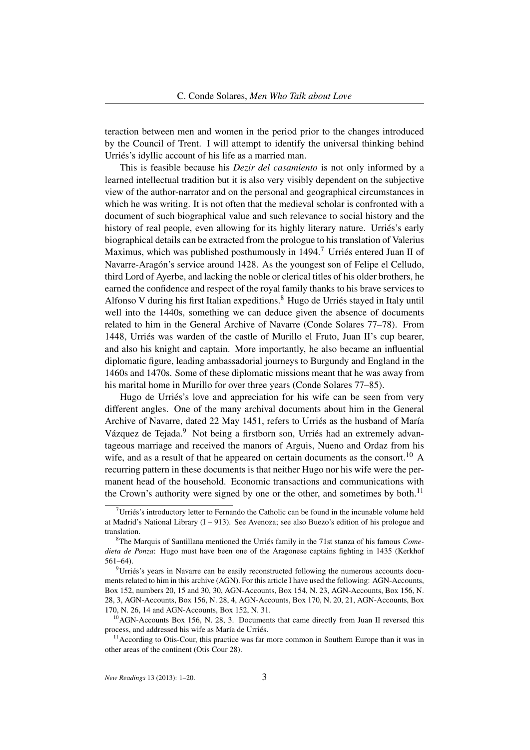teraction between men and women in the period prior to the changes introduced by the Council of Trent. I will attempt to identify the universal thinking behind Urriés's idyllic account of his life as a married man.

This is feasible because his *Dezir del casamiento* is not only informed by a learned intellectual tradition but it is also very visibly dependent on the subjective view of the author-narrator and on the personal and geographical circumstances in which he was writing. It is not often that the medieval scholar is confronted with a document of such biographical value and such relevance to social history and the history of real people, even allowing for its highly literary nature. Urriés's early biographical details can be extracted from the prologue to his translation of Valerius Maximus, which was published posthumously in 1494.[7] Urriés entered Juan II of Navarre-Aragón's service around 1428. As the youngest son of Felipe el Celludo, third Lord of Ayerbe, and lacking the noble or clerical titles of his older brothers, he earned the confidence and respect of the royal family thanks to his brave services to Alfonso V during his first Italian expeditions.[8] Hugo de Urriés stayed in Italy until well into the 1440s, something we can deduce given the absence of documents related to him in the General Archive of Navarre (Conde Solares 77–78). From 1448, Urriés was warden of the castle of Murillo el Fruto, Juan II's cup bearer, and also his knight and captain. More importantly, he also became an influential diplomatic figure, leading ambassadorial journeys to Burgundy and England in the 1460s and 1470s. Some of these diplomatic missions meant that he was away from his marital home in Murillo for over three years (Conde Solares 77–85).

Hugo de Urriés's love and appreciation for his wife can be seen from very different angles. One of the many archival documents about him in the General Archive of Navarre, dated 22 May 1451, refers to Urriés as the husband of María Vázquez de Tejada.[9] Not being a firstborn son, Urriés had an extremely advantageous marriage and received the manors of Arguis, Nueno and Ordaz from his wife, and as a result of that he appeared on certain documents as the consort.[10] A recurring pattern in these documents is that neither Hugo nor his wife were the permanent head of the household. Economic transactions and communications with the Crown's authority were signed by one or the other, and sometimes by both.[11]

[7] Urriés's introductory letter to Fernando the Catholic can be found in the incunable volume held at Madrid's National Library (I – 913). See Avenoza; see also Buezo's edition of his prologue and translation.

[8] The Marquis of Santillana mentioned the Urriés family in the 71st stanza of his famous *Comedieta de Ponza*: Hugo must have been one of the Aragonese captains fighting in 1435 (Kerkhof 561–64).

[9] Urriés's years in Navarre can be easily reconstructed following the numerous accounts documents related to him in this archive (AGN). For this article I have used the following: AGN-Accounts, Box 152, numbers 20, 15 and 30, 30, AGN-Accounts, Box 154, N. 23, AGN-Accounts, Box 156, N. 28, 3, AGN-Accounts, Box 156, N. 28, 4, AGN-Accounts, Box 170, N. 20, 21, AGN-Accounts, Box 170, N. 26, 14 and AGN-Accounts, Box 152, N. 31.

[10] AGN-Accounts Box 156, N. 28, 3. Documents that came directly from Juan II reversed this process, and addressed his wife as María de Urriés.

[11] According to Otis-Cour, this practice was far more common in Southern Europe than it was in other areas of the continent (Otis Cour 28).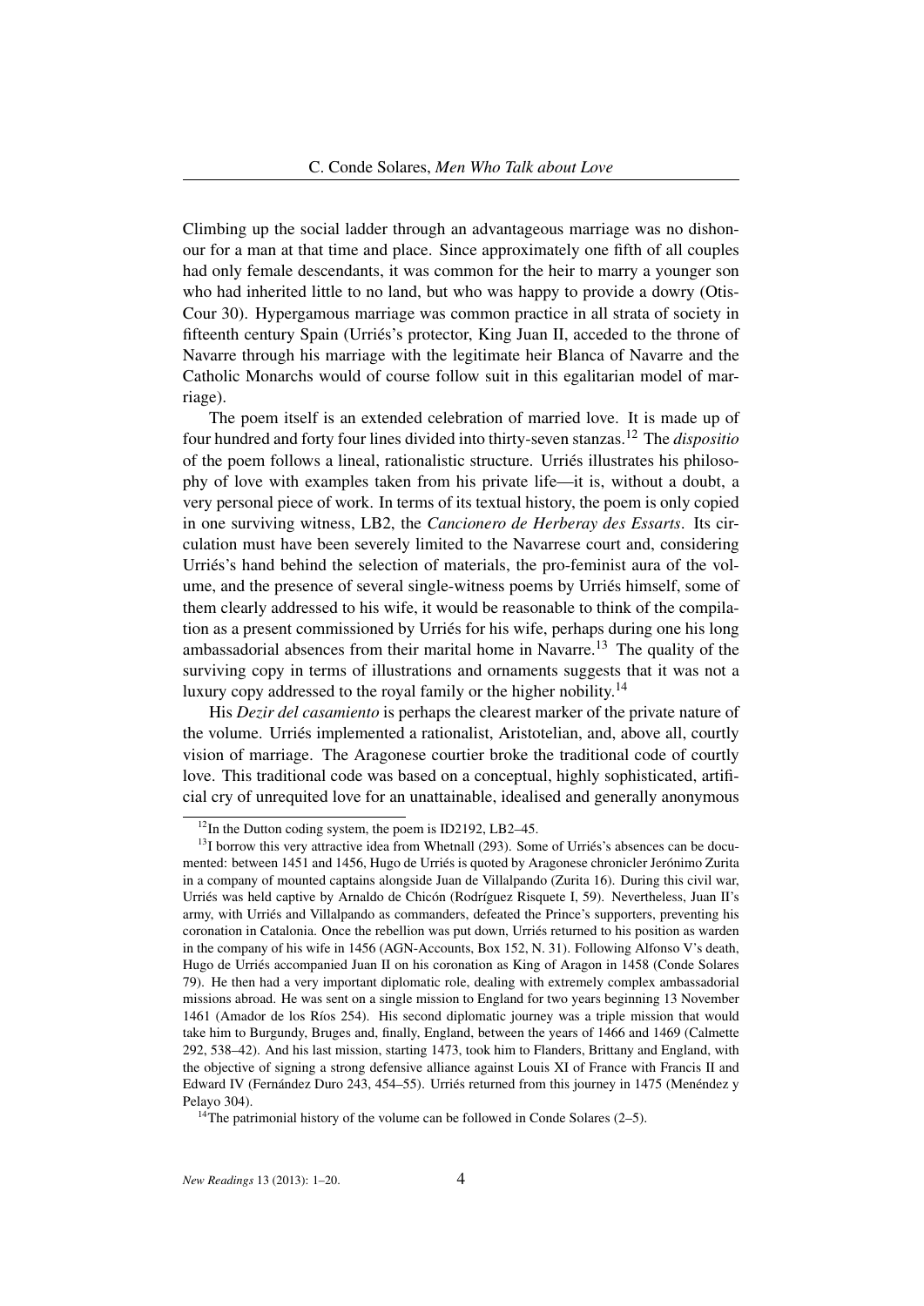Climbing up the social ladder through an advantageous marriage was no dishonour for a man at that time and place. Since approximately one fifth of all couples had only female descendants, it was common for the heir to marry a younger son who had inherited little to no land, but who was happy to provide a dowry (Otis-Cour 30). Hypergamous marriage was common practice in all strata of society in fifteenth century Spain (Urriés's protector, King Juan II, acceded to the throne of Navarre through his marriage with the legitimate heir Blanca of Navarre and the Catholic Monarchs would of course follow suit in this egalitarian model of marriage).

The poem itself is an extended celebration of married love. It is made up of four hundred and forty four lines divided into thirty-seven stanzas.[12] The *dispositio* of the poem follows a lineal, rationalistic structure. Urriés illustrates his philosophy of love with examples taken from his private life—it is, without a doubt, a very personal piece of work. In terms of its textual history, the poem is only copied in one surviving witness, LB2, the *Cancionero de Herberay des Essarts*. Its circulation must have been severely limited to the Navarrese court and, considering Urriés's hand behind the selection of materials, the pro-feminist aura of the volume, and the presence of several single-witness poems by Urriés himself, some of them clearly addressed to his wife, it would be reasonable to think of the compilation as a present commissioned by Urriés for his wife, perhaps during one his long ambassadorial absences from their marital home in Navarre.[13] The quality of the surviving copy in terms of illustrations and ornaments suggests that it was not a luxury copy addressed to the royal family or the higher nobility.[14]

His *Dezir del casamiento* is perhaps the clearest marker of the private nature of the volume. Urriés implemented a rationalist, Aristotelian, and, above all, courtly vision of marriage. The Aragonese courtier broke the traditional code of courtly love. This traditional code was based on a conceptual, highly sophisticated, artificial cry of unrequited love for an unattainable, idealised and generally anonymous

---

[12] In the Dutton coding system, the poem is ID2192, LB2–45.

[13] I borrow this very attractive idea from Whetnall (293). Some of Urriés's absences can be documented: between 1451 and 1456, Hugo de Urriés is quoted by Aragonese chronicler Jerónimo Zurita in a company of mounted captains alongside Juan de Villalpando (Zurita 16). During this civil war, Urriés was held captive by Arnaldo de Chicón (Rodríguez Risquete I, 59). Nevertheless, Juan II's army, with Urriés and Villalpando as commanders, defeated the Prince's supporters, preventing his coronation in Catalonia. Once the rebellion was put down, Urriés returned to his position as warden in the company of his wife in 1456 (AGN-Accounts, Box 152, N. 31). Following Alfonso V's death, Hugo de Urriés accompanied Juan II on his coronation as King of Aragon in 1458 (Conde Solares 79). He then had a very important diplomatic role, dealing with extremely complex ambassadorial missions abroad. He was sent on a single mission to England for two years beginning 13 November 1461 (Amador de los Ríos 254). His second diplomatic journey was a triple mission that would take him to Burgundy, Bruges and, finally, England, between the years of 1466 and 1469 (Calmette 292, 538–42). And his last mission, starting 1473, took him to Flanders, Brittany and England, with the objective of signing a strong defensive alliance against Louis XI of France with Francis II and Edward IV (Fernández Duro 243, 454–55). Urriés returned from this journey in 1475 (Menéndez y Pelayo 304).

[14] The patrimonial history of the volume can be followed in Conde Solares (2–5).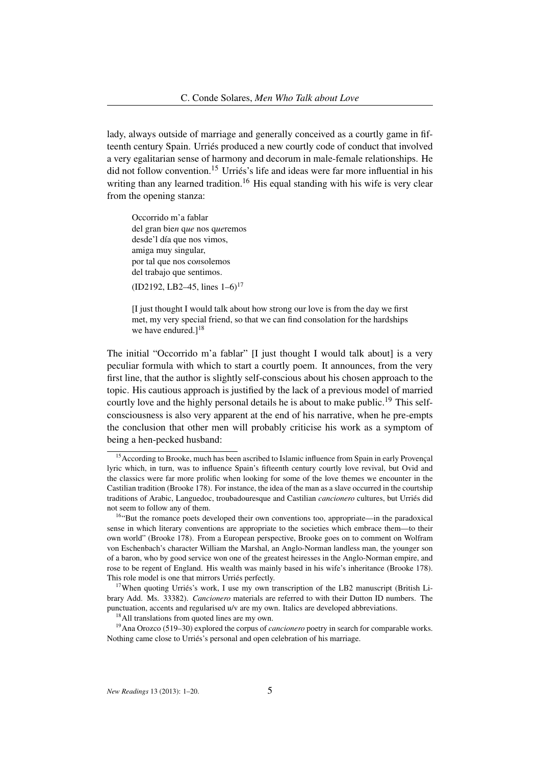lady, always outside of marriage and generally conceived as a courtly game in fifteenth century Spain. Urriés produced a new courtly code of conduct that involved a very egalitarian sense of harmony and decorum in male-female relationships. He did not follow convention.[15] Urriés's life and ideas were far more influential in his writing than any learned tradition.[16] His equal standing with his wife is very clear from the opening stanza:

> Occorrido m'a fablar
> del gran bie*n* q*ue* nos q*ue*remos
> desde'l día que nos vimos,
> amiga muy singular,
> por tal que nos co*n*solemos
> del trabajo que sentimos.
>
> (ID2192, LB2–45, lines 1–6)[17]
>
> [I just thought I would talk about how strong our love is from the day we first met, my very special friend, so that we can find consolation for the hardships we have endured.][18]

The initial "Occorrido m'a fablar" [I just thought I would talk about] is a very peculiar formula with which to start a courtly poem. It announces, from the very first line, that the author is slightly self-conscious about his chosen approach to the topic. His cautious approach is justified by the lack of a previous model of married courtly love and the highly personal details he is about to make public.[19] This self-consciousness is also very apparent at the end of his narrative, when he pre-empts the conclusion that other men will probably criticise his work as a symptom of being a hen-pecked husband:

---

[15] According to Brooke, much has been ascribed to Islamic influence from Spain in early Provençal lyric which, in turn, was to influence Spain's fifteenth century courtly love revival, but Ovid and the classics were far more prolific when looking for some of the love themes we encounter in the Castilian tradition (Brooke 178). For instance, the idea of the man as a slave occurred in the courtship traditions of Arabic, Languedoc, troubadouresque and Castilian *cancionero* cultures, but Urriés did not seem to follow any of them.

[16] "But the romance poets developed their own conventions too, appropriate—in the paradoxical sense in which literary conventions are appropriate to the societies which embrace them—to their own world" (Brooke 178). From a European perspective, Brooke goes on to comment on Wolfram von Eschenbach's character William the Marshal, an Anglo-Norman landless man, the younger son of a baron, who by good service won one of the greatest heiresses in the Anglo-Norman empire, and rose to be regent of England. His wealth was mainly based in his wife's inheritance (Brooke 178). This role model is one that mirrors Urriés perfectly.

[17] When quoting Urriés's work, I use my own transcription of the LB2 manuscript (British Library Add. Ms. 33382). *Cancionero* materials are referred to with their Dutton ID numbers. The punctuation, accents and regularised u/v are my own. Italics are developed abbreviations.

[18] All translations from quoted lines are my own.

[19] Ana Orozco (519–30) explored the corpus of *cancionero* poetry in search for comparable works. Nothing came close to Urriés's personal and open celebration of his marriage.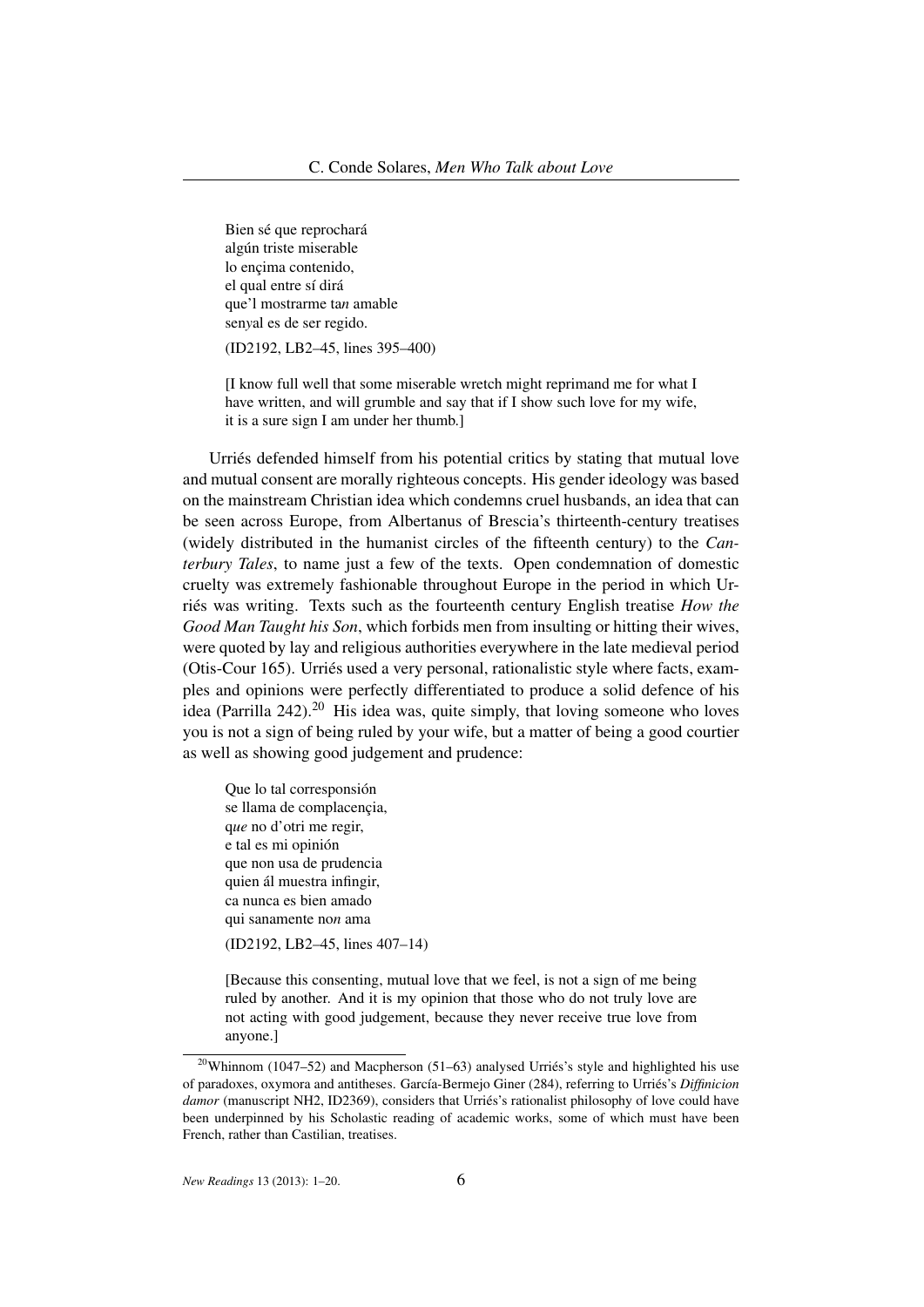Bien sé que reprochará  
algún triste miserable  
lo ençima contenido,  
el qual entre sí dirá  
que'l mostrarme ta*n* amable  
sen*y*al es de ser regido.

(ID2192, LB2–45, lines 395–400)

[I know full well that some miserable wretch might reprimand me for what I have written, and will grumble and say that if I show such love for my wife, it is a sure sign I am under her thumb.]

Urriés defended himself from his potential critics by stating that mutual love and mutual consent are morally righteous concepts. His gender ideology was based on the mainstream Christian idea which condemns cruel husbands, an idea that can be seen across Europe, from Albertanus of Brescia's thirteenth-century treatises (widely distributed in the humanist circles of the fifteenth century) to the *Canterbury Tales*, to name just a few of the texts. Open condemnation of domestic cruelty was extremely fashionable throughout Europe in the period in which Urriés was writing. Texts such as the fourteenth century English treatise *How the Good Man Taught his Son*, which forbids men from insulting or hitting their wives, were quoted by lay and religious authorities everywhere in the late medieval period (Otis-Cour 165). Urriés used a very personal, rationalistic style where facts, examples and opinions were perfectly differentiated to produce a solid defence of his idea (Parrilla 242).[20] His idea was, quite simply, that loving someone who loves you is not a sign of being ruled by your wife, but a matter of being a good courtier as well as showing good judgement and prudence:

Que lo tal corresponsión  
se llama de complacençia,  
q*ue* no d'otri me regir,  
e tal es mi opinión  
que non usa de prudencia  
quien ál muestra infingir,  
ca nunca es bien amado  
qui sanamente no*n* ama

(ID2192, LB2–45, lines 407–14)

[Because this consenting, mutual love that we feel, is not a sign of me being ruled by another. And it is my opinion that those who do not truly love are not acting with good judgement, because they never receive true love from anyone.]

[20] Whinnom (1047–52) and Macpherson (51–63) analysed Urriés's style and highlighted his use of paradoxes, oxymora and antitheses. García-Bermejo Giner (284), referring to Urriés's *Diffinicion damor* (manuscript NH2, ID2369), considers that Urriés's rationalist philosophy of love could have been underpinned by his Scholastic reading of academic works, some of which must have been French, rather than Castilian, treatises.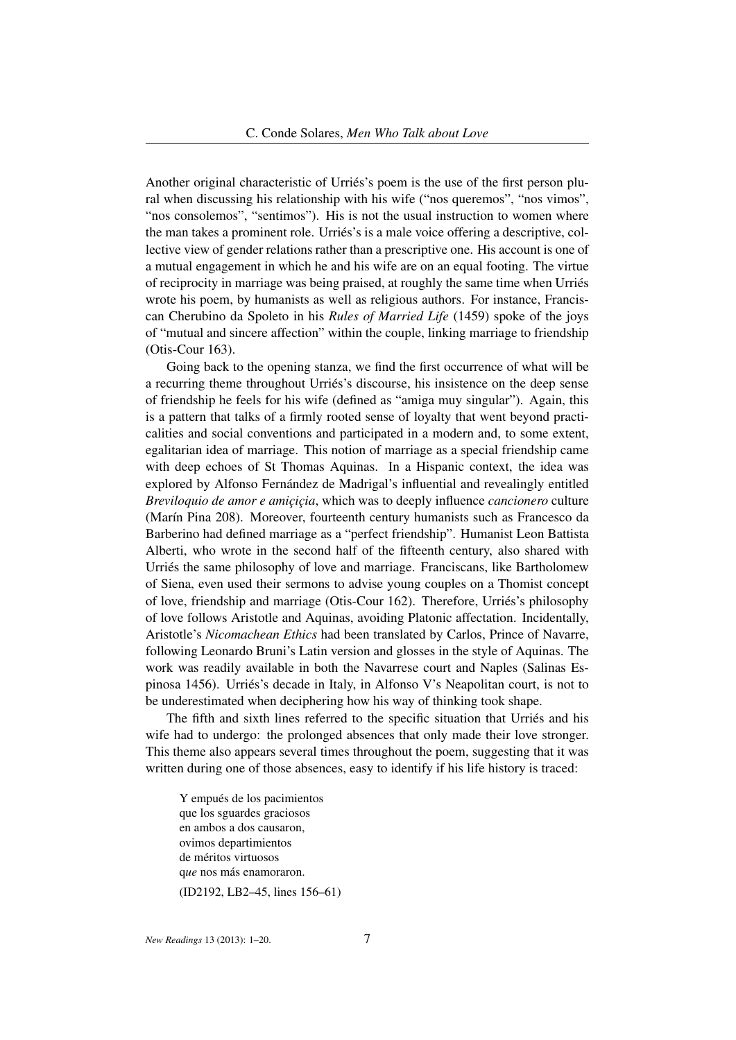Another original characteristic of Urriés's poem is the use of the first person plural when discussing his relationship with his wife ("nos queremos", "nos vimos", "nos consolemos", "sentimos"). His is not the usual instruction to women where the man takes a prominent role. Urriés's is a male voice offering a descriptive, collective view of gender relations rather than a prescriptive one. His account is one of a mutual engagement in which he and his wife are on an equal footing. The virtue of reciprocity in marriage was being praised, at roughly the same time when Urriés wrote his poem, by humanists as well as religious authors. For instance, Franciscan Cherubino da Spoleto in his *Rules of Married Life* (1459) spoke of the joys of "mutual and sincere affection" within the couple, linking marriage to friendship (Otis-Cour 163).

Going back to the opening stanza, we find the first occurrence of what will be a recurring theme throughout Urriés's discourse, his insistence on the deep sense of friendship he feels for his wife (defined as "amiga muy singular"). Again, this is a pattern that talks of a firmly rooted sense of loyalty that went beyond practicalities and social conventions and participated in a modern and, to some extent, egalitarian idea of marriage. This notion of marriage as a special friendship came with deep echoes of St Thomas Aquinas. In a Hispanic context, the idea was explored by Alfonso Fernández de Madrigal's influential and revealingly entitled *Breviloquio de amor e amiçiçia*, which was to deeply influence *cancionero* culture (Marín Pina 208). Moreover, fourteenth century humanists such as Francesco da Barberino had defined marriage as a "perfect friendship". Humanist Leon Battista Alberti, who wrote in the second half of the fifteenth century, also shared with Urriés the same philosophy of love and marriage. Franciscans, like Bartholomew of Siena, even used their sermons to advise young couples on a Thomist concept of love, friendship and marriage (Otis-Cour 162). Therefore, Urriés's philosophy of love follows Aristotle and Aquinas, avoiding Platonic affectation. Incidentally, Aristotle's *Nicomachean Ethics* had been translated by Carlos, Prince of Navarre, following Leonardo Bruni's Latin version and glosses in the style of Aquinas. The work was readily available in both the Navarrese court and Naples (Salinas Espinosa 1456). Urriés's decade in Italy, in Alfonso V's Neapolitan court, is not to be underestimated when deciphering how his way of thinking took shape.

The fifth and sixth lines referred to the specific situation that Urriés and his wife had to undergo: the prolonged absences that only made their love stronger. This theme also appears several times throughout the poem, suggesting that it was written during one of those absences, easy to identify if his life history is traced:

> Y empués de los pacimientos
> que los sguardes graciosos
> en ambos a dos causaron,
> ovimos departimientos
> de méritos virtuosos
> q*ue* nos más enamoraron.
>
> (ID2192, LB2–45, lines 156–61)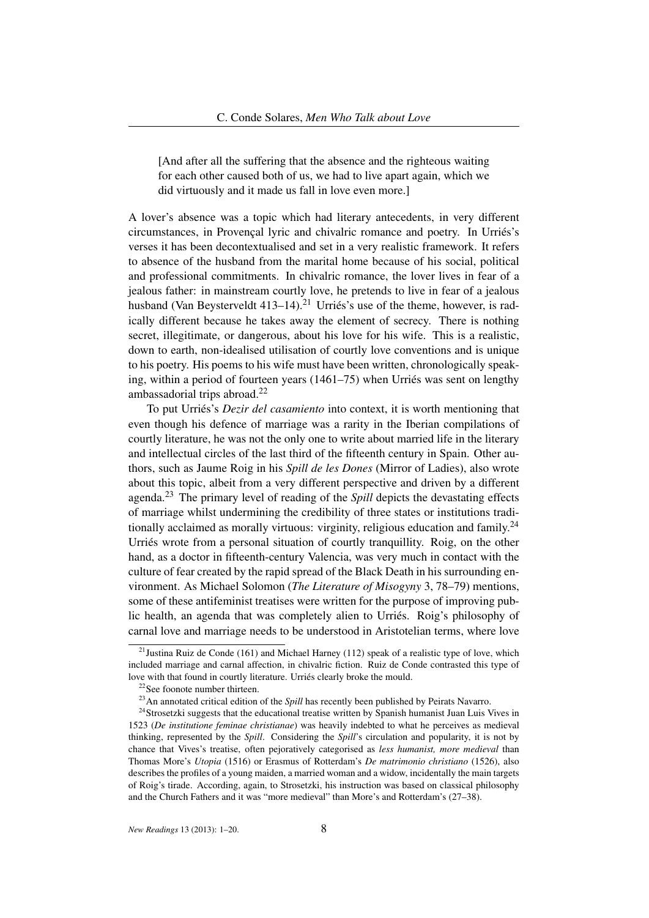> [And after all the suffering that the absence and the righteous waiting for each other caused both of us, we had to live apart again, which we did virtuously and it made us fall in love even more.]

A lover's absence was a topic which had literary antecedents, in very different circumstances, in Provençal lyric and chivalric romance and poetry. In Urriés's verses it has been decontextualised and set in a very realistic framework. It refers to absence of the husband from the marital home because of his social, political and professional commitments. In chivalric romance, the lover lives in fear of a jealous father: in mainstream courtly love, he pretends to live in fear of a jealous husband (Van Beysterveldt 413–14).[21] Urriés's use of the theme, however, is radically different because he takes away the element of secrecy. There is nothing secret, illegitimate, or dangerous, about his love for his wife. This is a realistic, down to earth, non-idealised utilisation of courtly love conventions and is unique to his poetry. His poems to his wife must have been written, chronologically speaking, within a period of fourteen years (1461–75) when Urriés was sent on lengthy ambassadorial trips abroad.[22]

To put Urriés's *Dezir del casamiento* into context, it is worth mentioning that even though his defence of marriage was a rarity in the Iberian compilations of courtly literature, he was not the only one to write about married life in the literary and intellectual circles of the last third of the fifteenth century in Spain. Other authors, such as Jaume Roig in his *Spill de les Dones* (Mirror of Ladies), also wrote about this topic, albeit from a very different perspective and driven by a different agenda.[23] The primary level of reading of the *Spill* depicts the devastating effects of marriage whilst undermining the credibility of three states or institutions traditionally acclaimed as morally virtuous: virginity, religious education and family.[24] Urriés wrote from a personal situation of courtly tranquillity. Roig, on the other hand, as a doctor in fifteenth-century Valencia, was very much in contact with the culture of fear created by the rapid spread of the Black Death in his surrounding environment. As Michael Solomon (*The Literature of Misogyny* 3, 78–79) mentions, some of these antifeminist treatises were written for the purpose of improving public health, an agenda that was completely alien to Urriés. Roig's philosophy of carnal love and marriage needs to be understood in Aristotelian terms, where love

---

[21] Justina Ruiz de Conde (161) and Michael Harney (112) speak of a realistic type of love, which included marriage and carnal affection, in chivalric fiction. Ruiz de Conde contrasted this type of love with that found in courtly literature. Urriés clearly broke the mould.

[22] See foonote number thirteen.

[23] An annotated critical edition of the *Spill* has recently been published by Peirats Navarro.

[24] Strosetzki suggests that the educational treatise written by Spanish humanist Juan Luis Vives in 1523 (*De institutione feminae christianae*) was heavily indebted to what he perceives as medieval thinking, represented by the *Spill*. Considering the *Spill*'s circulation and popularity, it is not by chance that Vives's treatise, often pejoratively categorised as *less humanist, more medieval* than Thomas More's *Utopia* (1516) or Erasmus of Rotterdam's *De matrimonio christiano* (1526), also describes the profiles of a young maiden, a married woman and a widow, incidentally the main targets of Roig's tirade. According, again, to Strosetzki, his instruction was based on classical philosophy and the Church Fathers and it was "more medieval" than More's and Rotterdam's (27–38).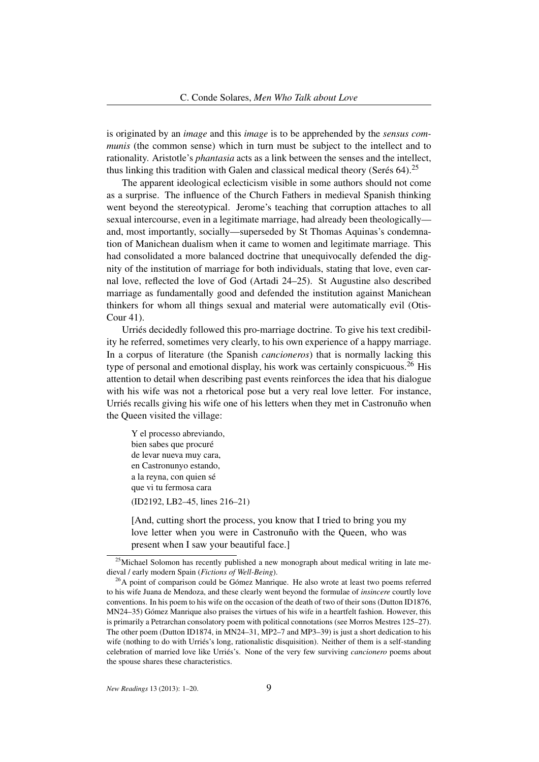is originated by an *image* and this *image* is to be apprehended by the *sensus communis* (the common sense) which in turn must be subject to the intellect and to rationality. Aristotle's *phantasia* acts as a link between the senses and the intellect, thus linking this tradition with Galen and classical medical theory (Serés 64).[25]

The apparent ideological eclecticism visible in some authors should not come as a surprise. The influence of the Church Fathers in medieval Spanish thinking went beyond the stereotypical. Jerome's teaching that corruption attaches to all sexual intercourse, even in a legitimate marriage, had already been theologically—and, most importantly, socially—superseded by St Thomas Aquinas's condemnation of Manichean dualism when it came to women and legitimate marriage. This had consolidated a more balanced doctrine that unequivocally defended the dignity of the institution of marriage for both individuals, stating that love, even carnal love, reflected the love of God (Artadi 24–25). St Augustine also described marriage as fundamentally good and defended the institution against Manichean thinkers for whom all things sexual and material were automatically evil (Otis-Cour 41).

Urriés decidedly followed this pro-marriage doctrine. To give his text credibility he referred, sometimes very clearly, to his own experience of a happy marriage. In a corpus of literature (the Spanish *cancioneros*) that is normally lacking this type of personal and emotional display, his work was certainly conspicuous.[26] His attention to detail when describing past events reinforces the idea that his dialogue with his wife was not a rhetorical pose but a very real love letter. For instance, Urriés recalls giving his wife one of his letters when they met in Castronuño when the Queen visited the village:

> Y el processo abreviando,
> bien sabes que procuré
> de levar nueva muy cara,
> en Castronunyo estando,
> a la reyna, con quien sé
> que vi tu fermosa cara
>
> (ID2192, LB2–45, lines 216–21)

> [And, cutting short the process, you know that I tried to bring you my love letter when you were in Castronuño with the Queen, who was present when I saw your beautiful face.]

[25] Michael Solomon has recently published a new monograph about medical writing in late medieval / early modern Spain (*Fictions of Well-Being*).

[26] A point of comparison could be Gómez Manrique. He also wrote at least two poems referred to his wife Juana de Mendoza, and these clearly went beyond the formulae of *insincere* courtly love conventions. In his poem to his wife on the occasion of the death of two of their sons (Dutton ID1876, MN24–35) Gómez Manrique also praises the virtues of his wife in a heartfelt fashion. However, this is primarily a Petrarchan consolatory poem with political connotations (see Morros Mestres 125–27). The other poem (Dutton ID1874, in MN24–31, MP2–7 and MP3–39) is just a short dedication to his wife (nothing to do with Urriés's long, rationalistic disquisition). Neither of them is a self-standing celebration of married love like Urriés's. None of the very few surviving *cancionero* poems about the spouse shares these characteristics.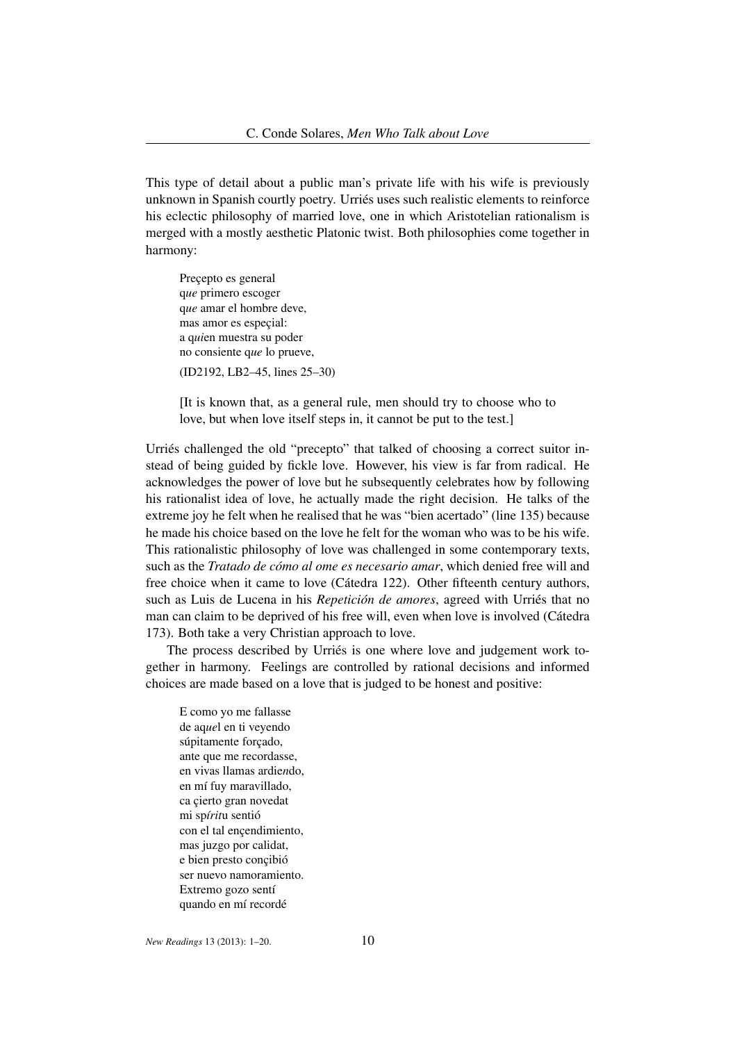This type of detail about a public man's private life with his wife is previously unknown in Spanish courtly poetry. Urriés uses such realistic elements to reinforce his eclectic philosophy of married love, one in which Aristotelian rationalism is merged with a mostly aesthetic Platonic twist. Both philosophies come together in harmony:

> Preçepto es general
> q*ue* primero escoger
> q*ue* amar el hombre deve,
> mas amor es espeçial:
> a q*ui*en muestra su poder
> no consiente q*ue* lo prueve,
>
> (ID2192, LB2–45, lines 25–30)
>
> [It is known that, as a general rule, men should try to choose who to love, but when love itself steps in, it cannot be put to the test.]

Urriés challenged the old "precepto" that talked of choosing a correct suitor instead of being guided by fickle love. However, his view is far from radical. He acknowledges the power of love but he subsequently celebrates how by following his rationalist idea of love, he actually made the right decision. He talks of the extreme joy he felt when he realised that he was "bien acertado" (line 135) because he made his choice based on the love he felt for the woman who was to be his wife. This rationalistic philosophy of love was challenged in some contemporary texts, such as the *Tratado de cómo al ome es necesario amar*, which denied free will and free choice when it came to love (Cátedra 122). Other fifteenth century authors, such as Luis de Lucena in his *Repetición de amores*, agreed with Urriés that no man can claim to be deprived of his free will, even when love is involved (Cátedra 173). Both take a very Christian approach to love.

The process described by Urriés is one where love and judgement work together in harmony. Feelings are controlled by rational decisions and informed choices are made based on a love that is judged to be honest and positive:

> E como yo me fallasse
> de aq*ue*l en ti veyendo
> súpitamente forçado,
> ante que me recordasse,
> en vivas llamas ardie*n*do,
> en mí fuy maravillado,
> ca çierto gran novedat
> mi sp*írit*u sentió
> con el tal ençendimiento,
> mas juzgo por calidat,
> e bien presto conçibió
> ser nuevo namoramiento.
> Extremo gozo sentí
> quando en mí recordé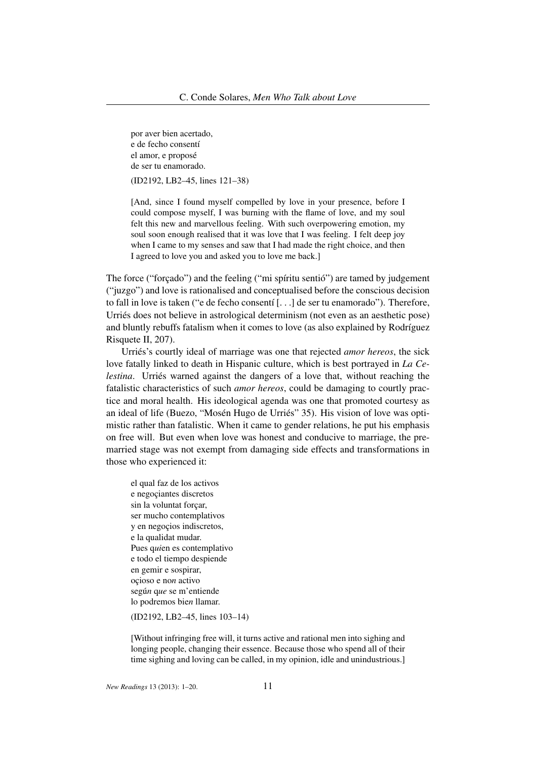por aver bien acertado,
e de fecho consentí
el amor, e proposé
de ser tu enamorado.

(ID2192, LB2–45, lines 121–38)

[And, since I found myself compelled by love in your presence, before I could compose myself, I was burning with the flame of love, and my soul felt this new and marvellous feeling. With such overpowering emotion, my soul soon enough realised that it was love that I was feeling. I felt deep joy when I came to my senses and saw that I had made the right choice, and then I agreed to love you and asked you to love me back.]

The force ("forçado") and the feeling ("mi spíritu sentió") are tamed by judgement ("juzgo") and love is rationalised and conceptualised before the conscious decision to fall in love is taken ("e de fecho consentí [. . .] de ser tu enamorado"). Therefore, Urriés does not believe in astrological determinism (not even as an aesthetic pose) and bluntly rebuffs fatalism when it comes to love (as also explained by Rodríguez Risquete II, 207).

Urriés's courtly ideal of marriage was one that rejected *amor hereos*, the sick love fatally linked to death in Hispanic culture, which is best portrayed in *La Celestina*. Urriés warned against the dangers of a love that, without reaching the fatalistic characteristics of such *amor hereos*, could be damaging to courtly practice and moral health. His ideological agenda was one that promoted courtesy as an ideal of life (Buezo, "Mosén Hugo de Urriés" 35). His vision of love was optimistic rather than fatalistic. When it came to gender relations, he put his emphasis on free will. But even when love was honest and conducive to marriage, the premarried stage was not exempt from damaging side effects and transformations in those who experienced it:

el qual faz de los activos
e negoçiantes discretos
sin la voluntat forçar,
ser mucho contemplativos
y en negoçios indiscretos,
e la qualidat mudar.
Pues q*ui*en es contemplativo
e todo el tiempo despiende
en gemir e sospirar,
oçioso e no*n* activo
segú*n* q*ue* se m'entiende
lo podremos bie*n* llamar.

(ID2192, LB2–45, lines 103–14)

[Without infringing free will, it turns active and rational men into sighing and longing people, changing their essence. Because those who spend all of their time sighing and loving can be called, in my opinion, idle and unindustrious.]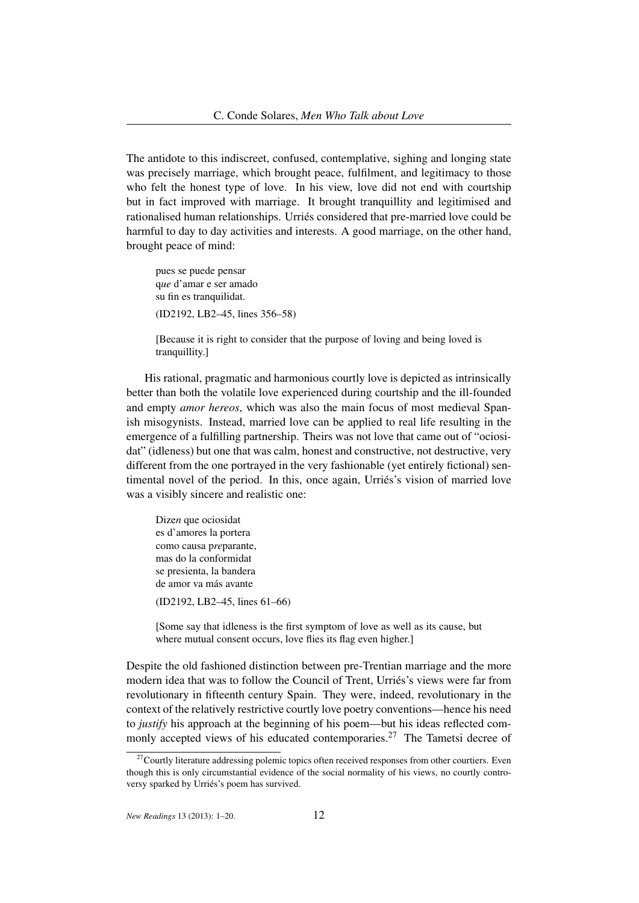The antidote to this indiscreet, confused, contemplative, sighing and longing state was precisely marriage, which brought peace, fulfilment, and legitimacy to those who felt the honest type of love. In his view, love did not end with courtship but in fact improved with marriage. It brought tranquillity and legitimised and rationalised human relationships. Urriés considered that pre-married love could be harmful to day to day activities and interests. A good marriage, on the other hand, brought peace of mind:

> pues se puede pensar
> q*ue* d'amar e ser amado
> su fin es tranquilidat.
>
> (ID2192, LB2–45, lines 356–58)
>
> [Because it is right to consider that the purpose of loving and being loved is tranquillity.]

His rational, pragmatic and harmonious courtly love is depicted as intrinsically better than both the volatile love experienced during courtship and the ill-founded and empty *amor hereos*, which was also the main focus of most medieval Spanish misogynists. Instead, married love can be applied to real life resulting in the emergence of a fulfilling partnership. Theirs was not love that came out of "ociosidat" (idleness) but one that was calm, honest and constructive, not destructive, very different from the one portrayed in the very fashionable (yet entirely fictional) sentimental novel of the period. In this, once again, Urriés's vision of married love was a visibly sincere and realistic one:

> Dize*n* que ociosidat
> es d'amores la portera
> como causa p*re*parante,
> mas do la conformidat
> se presienta, la bandera
> de amor va más avante
>
> (ID2192, LB2–45, lines 61–66)
>
> [Some say that idleness is the first symptom of love as well as its cause, but where mutual consent occurs, love flies its flag even higher.]

Despite the old fashioned distinction between pre-Trentian marriage and the more modern idea that was to follow the Council of Trent, Urriés's views were far from revolutionary in fifteenth century Spain. They were, indeed, revolutionary in the context of the relatively restrictive courtly love poetry conventions—hence his need to *justify* his approach at the beginning of his poem—but his ideas reflected commonly accepted views of his educated contemporaries.[27] The Tametsi decree of

[27] Courtly literature addressing polemic topics often received responses from other courtiers. Even though this is only circumstantial evidence of the social normality of his views, no courtly controversy sparked by Urriés's poem has survived.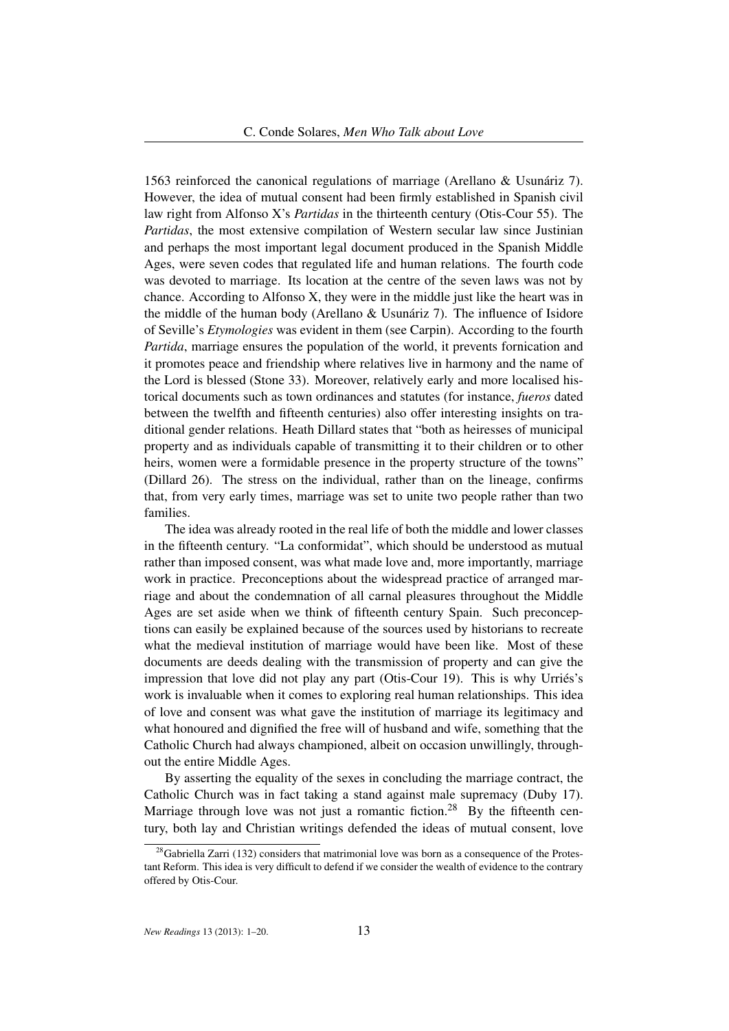1563 reinforced the canonical regulations of marriage (Arellano & Usunáriz 7). However, the idea of mutual consent had been firmly established in Spanish civil law right from Alfonso X's *Partidas* in the thirteenth century (Otis-Cour 55). The *Partidas*, the most extensive compilation of Western secular law since Justinian and perhaps the most important legal document produced in the Spanish Middle Ages, were seven codes that regulated life and human relations. The fourth code was devoted to marriage. Its location at the centre of the seven laws was not by chance. According to Alfonso X, they were in the middle just like the heart was in the middle of the human body (Arellano & Usunáriz 7). The influence of Isidore of Seville's *Etymologies* was evident in them (see Carpin). According to the fourth *Partida*, marriage ensures the population of the world, it prevents fornication and it promotes peace and friendship where relatives live in harmony and the name of the Lord is blessed (Stone 33). Moreover, relatively early and more localised historical documents such as town ordinances and statutes (for instance, *fueros* dated between the twelfth and fifteenth centuries) also offer interesting insights on traditional gender relations. Heath Dillard states that "both as heiresses of municipal property and as individuals capable of transmitting it to their children or to other heirs, women were a formidable presence in the property structure of the towns" (Dillard 26). The stress on the individual, rather than on the lineage, confirms that, from very early times, marriage was set to unite two people rather than two families.

The idea was already rooted in the real life of both the middle and lower classes in the fifteenth century. "La conformidat", which should be understood as mutual rather than imposed consent, was what made love and, more importantly, marriage work in practice. Preconceptions about the widespread practice of arranged marriage and about the condemnation of all carnal pleasures throughout the Middle Ages are set aside when we think of fifteenth century Spain. Such preconceptions can easily be explained because of the sources used by historians to recreate what the medieval institution of marriage would have been like. Most of these documents are deeds dealing with the transmission of property and can give the impression that love did not play any part (Otis-Cour 19). This is why Urriés's work is invaluable when it comes to exploring real human relationships. This idea of love and consent was what gave the institution of marriage its legitimacy and what honoured and dignified the free will of husband and wife, something that the Catholic Church had always championed, albeit on occasion unwillingly, throughout the entire Middle Ages.

By asserting the equality of the sexes in concluding the marriage contract, the Catholic Church was in fact taking a stand against male supremacy (Duby 17). Marriage through love was not just a romantic fiction.[28] By the fifteenth century, both lay and Christian writings defended the ideas of mutual consent, love

[28] Gabriella Zarri (132) considers that matrimonial love was born as a consequence of the Protestant Reform. This idea is very difficult to defend if we consider the wealth of evidence to the contrary offered by Otis-Cour.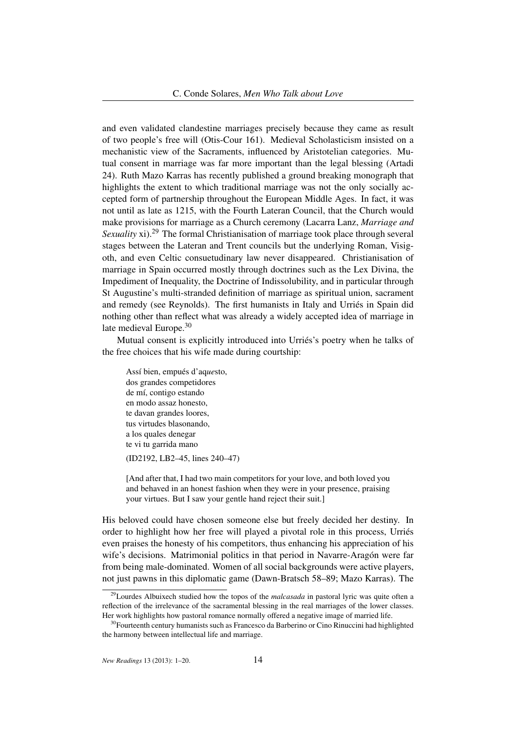and even validated clandestine marriages precisely because they came as result of two people's free will (Otis-Cour 161). Medieval Scholasticism insisted on a mechanistic view of the Sacraments, influenced by Aristotelian categories. Mutual consent in marriage was far more important than the legal blessing (Artadi 24). Ruth Mazo Karras has recently published a ground breaking monograph that highlights the extent to which traditional marriage was not the only socially accepted form of partnership throughout the European Middle Ages. In fact, it was not until as late as 1215, with the Fourth Lateran Council, that the Church would make provisions for marriage as a Church ceremony (Lacarra Lanz, *Marriage and Sexuality* xi).[29] The formal Christianisation of marriage took place through several stages between the Lateran and Trent councils but the underlying Roman, Visigoth, and even Celtic consuetudinary law never disappeared. Christianisation of marriage in Spain occurred mostly through doctrines such as the Lex Divina, the Impediment of Inequality, the Doctrine of Indissolubility, and in particular through St Augustine's multi-stranded definition of marriage as spiritual union, sacrament and remedy (see Reynolds). The first humanists in Italy and Urriés in Spain did nothing other than reflect what was already a widely accepted idea of marriage in late medieval Europe.[30]

Mutual consent is explicitly introduced into Urriés's poetry when he talks of the free choices that his wife made during courtship:

> Assí bien, empués d'aq*ue*sto,
> dos grandes competidores
> de mí, contigo estando
> en modo assaz honesto,
> te davan grandes loores,
> tus virtudes blasonando,
> a los quales denegar
> te vi tu garrida mano
>
> (ID2192, LB2–45, lines 240–47)
>
> [And after that, I had two main competitors for your love, and both loved you and behaved in an honest fashion when they were in your presence, praising your virtues. But I saw your gentle hand reject their suit.]

His beloved could have chosen someone else but freely decided her destiny. In order to highlight how her free will played a pivotal role in this process, Urriés even praises the honesty of his competitors, thus enhancing his appreciation of his wife's decisions. Matrimonial politics in that period in Navarre-Aragón were far from being male-dominated. Women of all social backgrounds were active players, not just pawns in this diplomatic game (Dawn-Bratsch 58–89; Mazo Karras). The

[29] Lourdes Albuixech studied how the topos of the *malcasada* in pastoral lyric was quite often a reflection of the irrelevance of the sacramental blessing in the real marriages of the lower classes. Her work highlights how pastoral romance normally offered a negative image of married life.

[30] Fourteenth century humanists such as Francesco da Barberino or Cino Rinuccini had highlighted the harmony between intellectual life and marriage.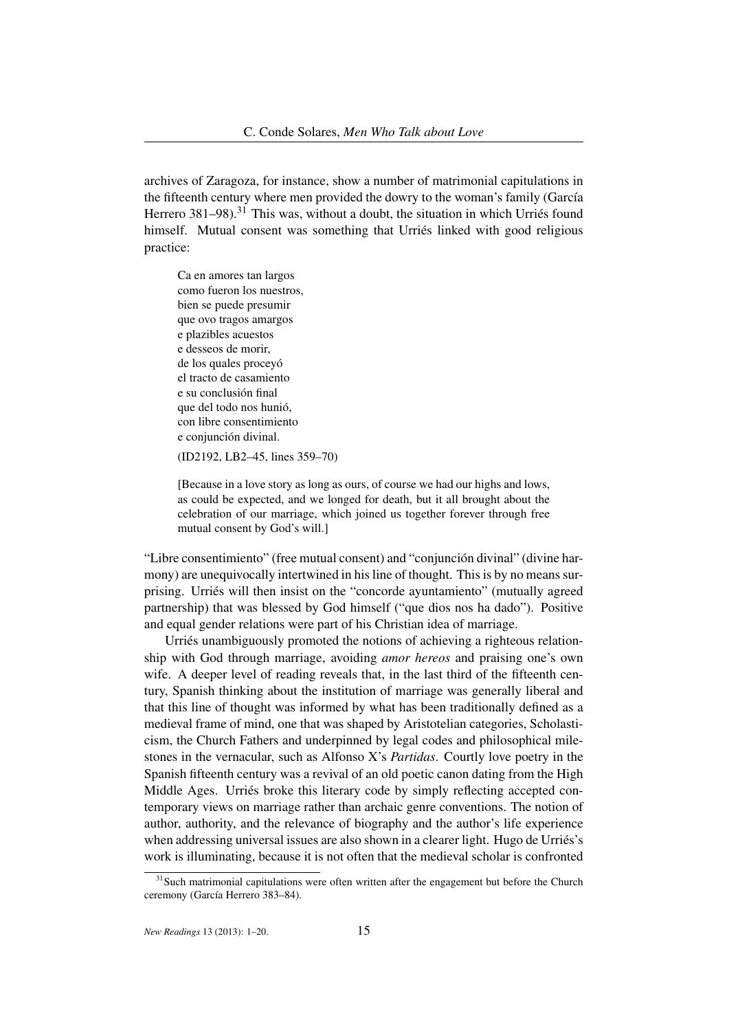archives of Zaragoza, for instance, show a number of matrimonial capitulations in the fifteenth century where men provided the dowry to the woman's family (García Herrero 381–98).[31] This was, without a doubt, the situation in which Urriés found himself. Mutual consent was something that Urriés linked with good religious practice:

> Ca en amores tan largos
> como fueron los nuestros,
> bien se puede presumir
> que ovo tragos amargos
> e plazibles acuestos
> e desseos de morir,
> de los quales proceyó
> el tracto de casamiento
> e su conclusión final
> que del todo nos hunió,
> con libre consentimiento
> e conjunción divinal.
>
> (ID2192, LB2–45, lines 359–70)
>
> [Because in a love story as long as ours, of course we had our highs and lows, as could be expected, and we longed for death, but it all brought about the celebration of our marriage, which joined us together forever through free mutual consent by God's will.]

"Libre consentimiento" (free mutual consent) and "conjunción divinal" (divine harmony) are unequivocally intertwined in his line of thought. This is by no means surprising. Urriés will then insist on the "concorde ayuntamiento" (mutually agreed partnership) that was blessed by God himself ("que dios nos ha dado"). Positive and equal gender relations were part of his Christian idea of marriage.

Urriés unambiguously promoted the notions of achieving a righteous relationship with God through marriage, avoiding *amor hereos* and praising one's own wife. A deeper level of reading reveals that, in the last third of the fifteenth century, Spanish thinking about the institution of marriage was generally liberal and that this line of thought was informed by what has been traditionally defined as a medieval frame of mind, one that was shaped by Aristotelian categories, Scholasticism, the Church Fathers and underpinned by legal codes and philosophical milestones in the vernacular, such as Alfonso X's *Partidas*. Courtly love poetry in the Spanish fifteenth century was a revival of an old poetic canon dating from the High Middle Ages. Urriés broke this literary code by simply reflecting accepted contemporary views on marriage rather than archaic genre conventions. The notion of author, authority, and the relevance of biography and the author's life experience when addressing universal issues are also shown in a clearer light. Hugo de Urriés's work is illuminating, because it is not often that the medieval scholar is confronted

[31] Such matrimonial capitulations were often written after the engagement but before the Church ceremony (García Herrero 383–84).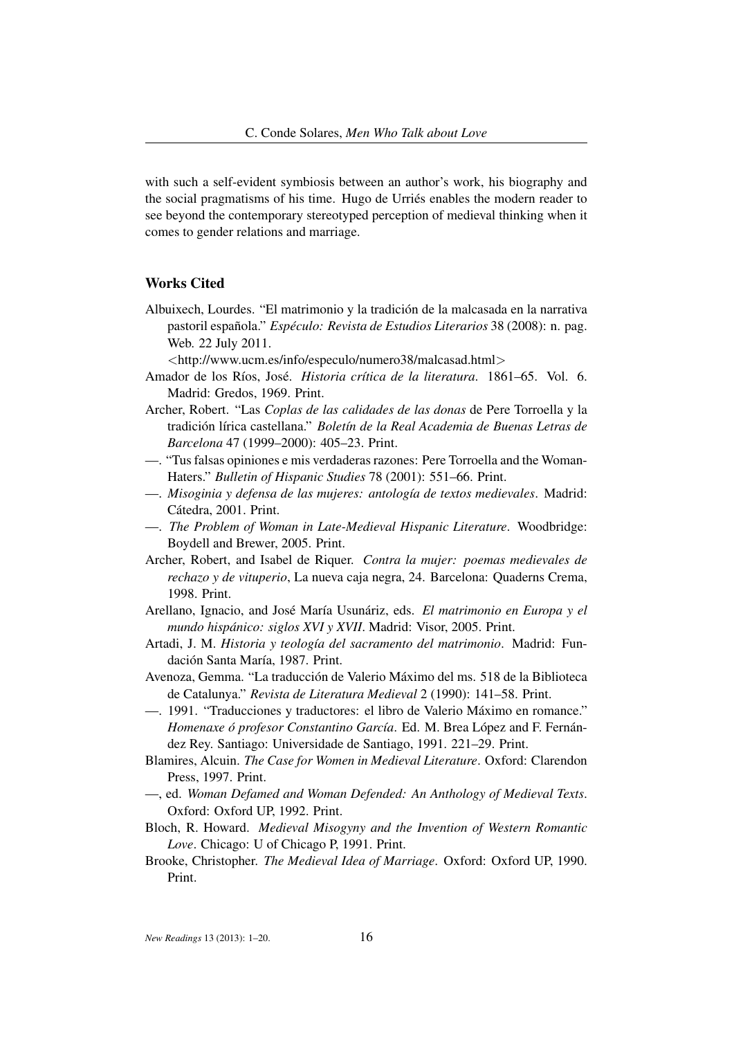with such a self-evident symbiosis between an author's work, his biography and the social pragmatisms of his time. Hugo de Urriés enables the modern reader to see beyond the contemporary stereotyped perception of medieval thinking when it comes to gender relations and marriage.

## Works Cited

Albuixech, Lourdes. "El matrimonio y la tradición de la malcasada en la narrativa pastoril española." *Espéculo: Revista de Estudios Literarios* 38 (2008): n. pag. Web. 22 July 2011.
<http://www.ucm.es/info/especulo/numero38/malcasad.html>

Amador de los Ríos, José. *Historia crítica de la literatura*. 1861–65. Vol. 6. Madrid: Gredos, 1969. Print.

Archer, Robert. "Las *Coplas de las calidades de las donas* de Pere Torroella y la tradición lírica castellana." *Boletín de la Real Academia de Buenas Letras de Barcelona* 47 (1999–2000): 405–23. Print.

—. "Tus falsas opiniones e mis verdaderas razones: Pere Torroella and the Woman-Haters." *Bulletin of Hispanic Studies* 78 (2001): 551–66. Print.

—. *Misoginia y defensa de las mujeres: antología de textos medievales*. Madrid: Cátedra, 2001. Print.

—. *The Problem of Woman in Late-Medieval Hispanic Literature*. Woodbridge: Boydell and Brewer, 2005. Print.

Archer, Robert, and Isabel de Riquer. *Contra la mujer: poemas medievales de rechazo y de vituperio*, La nueva caja negra, 24. Barcelona: Quaderns Crema, 1998. Print.

Arellano, Ignacio, and José María Usunáriz, eds. *El matrimonio en Europa y el mundo hispánico: siglos XVI y XVII*. Madrid: Visor, 2005. Print.

Artadi, J. M. *Historia y teología del sacramento del matrimonio*. Madrid: Fundación Santa María, 1987. Print.

Avenoza, Gemma. "La traducción de Valerio Máximo del ms. 518 de la Biblioteca de Catalunya." *Revista de Literatura Medieval* 2 (1990): 141–58. Print.

—. 1991. "Traducciones y traductores: el libro de Valerio Máximo en romance." *Homenaxe ó profesor Constantino García*. Ed. M. Brea López and F. Fernández Rey. Santiago: Universidade de Santiago, 1991. 221–29. Print.

Blamires, Alcuin. *The Case for Women in Medieval Literature*. Oxford: Clarendon Press, 1997. Print.

—, ed. *Woman Defamed and Woman Defended: An Anthology of Medieval Texts*. Oxford: Oxford UP, 1992. Print.

Bloch, R. Howard. *Medieval Misogyny and the Invention of Western Romantic Love*. Chicago: U of Chicago P, 1991. Print.

Brooke, Christopher. *The Medieval Idea of Marriage*. Oxford: Oxford UP, 1990. Print.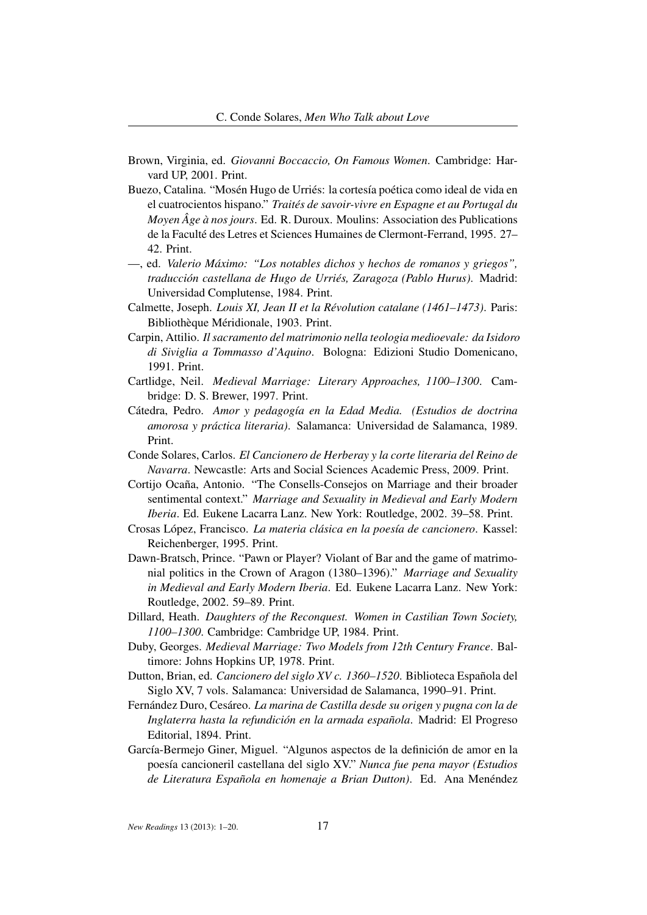Brown, Virginia, ed. *Giovanni Boccaccio, On Famous Women*. Cambridge: Harvard UP, 2001. Print.

Buezo, Catalina. "Mosén Hugo de Urriés: la cortesía poética como ideal de vida en el cuatrocientos hispano." *Traités de savoir-vivre en Espagne et au Portugal du Moyen Âge à nos jours*. Ed. R. Duroux. Moulins: Association des Publications de la Faculté des Letres et Sciences Humaines de Clermont-Ferrand, 1995. 27–42. Print.

—, ed. *Valerio Máximo: "Los notables dichos y hechos de romanos y griegos", traducción castellana de Hugo de Urriés, Zaragoza (Pablo Hurus)*. Madrid: Universidad Complutense, 1984. Print.

Calmette, Joseph. *Louis XI, Jean II et la Révolution catalane (1461–1473)*. Paris: Bibliothèque Méridionale, 1903. Print.

Carpin, Attilio. *Il sacramento del matrimonio nella teologia medioevale: da Isidoro di Siviglia a Tommasso d'Aquino*. Bologna: Edizioni Studio Domenicano, 1991. Print.

Cartlidge, Neil. *Medieval Marriage: Literary Approaches, 1100–1300*. Cambridge: D. S. Brewer, 1997. Print.

Cátedra, Pedro. *Amor y pedagogía en la Edad Media. (Estudios de doctrina amorosa y práctica literaria)*. Salamanca: Universidad de Salamanca, 1989. Print.

Conde Solares, Carlos. *El Cancionero de Herberay y la corte literaria del Reino de Navarra*. Newcastle: Arts and Social Sciences Academic Press, 2009. Print.

Cortijo Ocaña, Antonio. "The Consells-Consejos on Marriage and their broader sentimental context." *Marriage and Sexuality in Medieval and Early Modern Iberia*. Ed. Eukene Lacarra Lanz. New York: Routledge, 2002. 39–58. Print.

Crosas López, Francisco. *La materia clásica en la poesía de cancionero*. Kassel: Reichenberger, 1995. Print.

Dawn-Bratsch, Prince. "Pawn or Player? Violant of Bar and the game of matrimonial politics in the Crown of Aragon (1380–1396)." *Marriage and Sexuality in Medieval and Early Modern Iberia*. Ed. Eukene Lacarra Lanz. New York: Routledge, 2002. 59–89. Print.

Dillard, Heath. *Daughters of the Reconquest. Women in Castilian Town Society, 1100–1300*. Cambridge: Cambridge UP, 1984. Print.

Duby, Georges. *Medieval Marriage: Two Models from 12th Century France*. Baltimore: Johns Hopkins UP, 1978. Print.

Dutton, Brian, ed. *Cancionero del siglo XV c. 1360–1520*. Biblioteca Española del Siglo XV, 7 vols. Salamanca: Universidad de Salamanca, 1990–91. Print.

Fernández Duro, Cesáreo. *La marina de Castilla desde su origen y pugna con la de Inglaterra hasta la refundición en la armada española*. Madrid: El Progreso Editorial, 1894. Print.

García-Bermejo Giner, Miguel. "Algunos aspectos de la definición de amor en la poesía cancioneril castellana del siglo XV." *Nunca fue pena mayor (Estudios de Literatura Española en homenaje a Brian Dutton)*. Ed. Ana Menéndez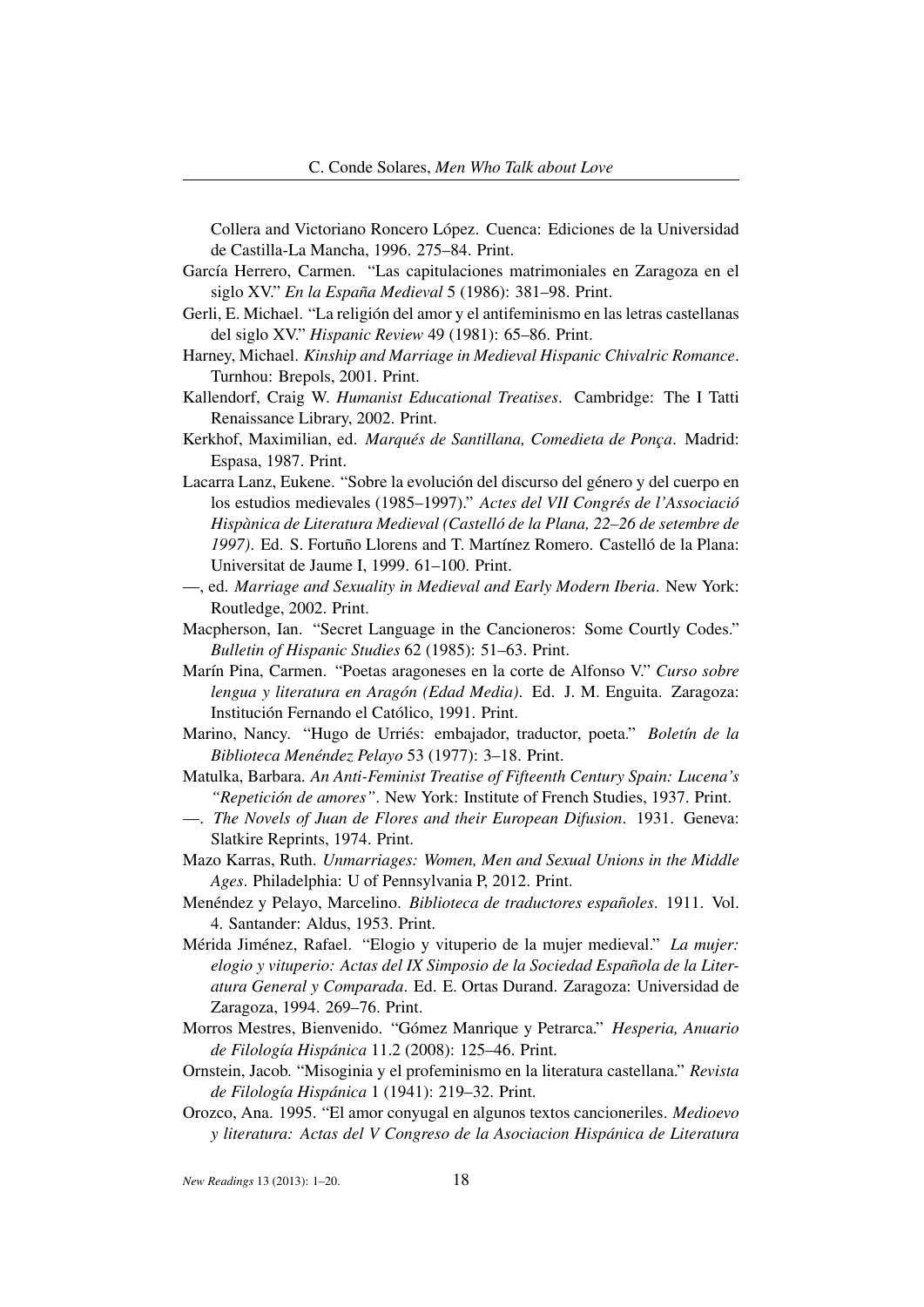Collera and Victoriano Roncero López. Cuenca: Ediciones de la Universidad de Castilla-La Mancha, 1996. 275–84. Print.

García Herrero, Carmen. "Las capitulaciones matrimoniales en Zaragoza en el siglo XV." *En la España Medieval* 5 (1986): 381–98. Print.

Gerli, E. Michael. "La religión del amor y el antifeminismo en las letras castellanas del siglo XV." *Hispanic Review* 49 (1981): 65–86. Print.

Harney, Michael. *Kinship and Marriage in Medieval Hispanic Chivalric Romance*. Turnhou: Brepols, 2001. Print.

Kallendorf, Craig W. *Humanist Educational Treatises*. Cambridge: The I Tatti Renaissance Library, 2002. Print.

Kerkhof, Maximilian, ed. *Marqués de Santillana, Comedieta de Ponça*. Madrid: Espasa, 1987. Print.

Lacarra Lanz, Eukene. "Sobre la evolución del discurso del género y del cuerpo en los estudios medievales (1985–1997)." *Actes del VII Congrés de l'Associació Hispànica de Literatura Medieval (Castelló de la Plana, 22–26 de setembre de 1997)*. Ed. S. Fortuño Llorens and T. Martínez Romero. Castelló de la Plana: Universitat de Jaume I, 1999. 61–100. Print.

—, ed. *Marriage and Sexuality in Medieval and Early Modern Iberia*. New York: Routledge, 2002. Print.

Macpherson, Ian. "Secret Language in the Cancioneros: Some Courtly Codes." *Bulletin of Hispanic Studies* 62 (1985): 51–63. Print.

Marín Pina, Carmen. "Poetas aragoneses en la corte de Alfonso V." *Curso sobre lengua y literatura en Aragón (Edad Media)*. Ed. J. M. Enguita. Zaragoza: Institución Fernando el Católico, 1991. Print.

Marino, Nancy. "Hugo de Urriés: embajador, traductor, poeta." *Boletín de la Biblioteca Menéndez Pelayo* 53 (1977): 3–18. Print.

Matulka, Barbara. *An Anti-Feminist Treatise of Fifteenth Century Spain: Lucena's "Repetición de amores"*. New York: Institute of French Studies, 1937. Print.

—. *The Novels of Juan de Flores and their European Difusion*. 1931. Geneva: Slatkire Reprints, 1974. Print.

Mazo Karras, Ruth. *Unmarriages: Women, Men and Sexual Unions in the Middle Ages*. Philadelphia: U of Pennsylvania P, 2012. Print.

Menéndez y Pelayo, Marcelino. *Biblioteca de traductores españoles*. 1911. Vol. 4. Santander: Aldus, 1953. Print.

Mérida Jiménez, Rafael. "Elogio y vituperio de la mujer medieval." *La mujer: elogio y vituperio: Actas del IX Simposio de la Sociedad Española de la Literatura General y Comparada*. Ed. E. Ortas Durand. Zaragoza: Universidad de Zaragoza, 1994. 269–76. Print.

Morros Mestres, Bienvenido. "Gómez Manrique y Petrarca." *Hesperia, Anuario de Filología Hispánica* 11.2 (2008): 125–46. Print.

Ornstein, Jacob. "Misoginia y el profeminismo en la literatura castellana." *Revista de Filología Hispánica* 1 (1941): 219–32. Print.

Orozco, Ana. 1995. "El amor conyugal en algunos textos cancioneriles. *Medioevo y literatura: Actas del V Congreso de la Asociacion Hispánica de Literatura*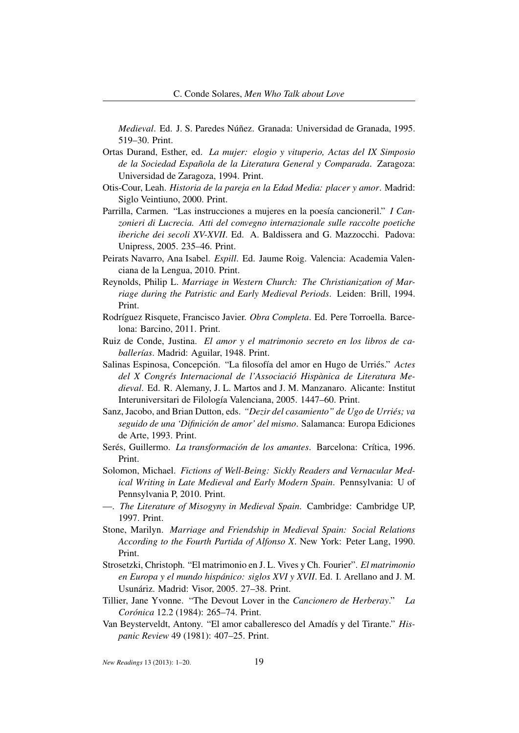*Medieval*. Ed. J. S. Paredes Núñez. Granada: Universidad de Granada, 1995. 519–30. Print.

Ortas Durand, Esther, ed. *La mujer: elogio y vituperio, Actas del IX Simposio de la Sociedad Española de la Literatura General y Comparada*. Zaragoza: Universidad de Zaragoza, 1994. Print.

Otis-Cour, Leah. *Historia de la pareja en la Edad Media: placer y amor*. Madrid: Siglo Veintiuno, 2000. Print.

Parrilla, Carmen. "Las instrucciones a mujeres en la poesía cancioneril." *I Canzonieri di Lucrecia. Atti del convegno internazionale sulle raccolte poetiche iberiche dei secoli XV-XVII*. Ed. A. Baldissera and G. Mazzocchi. Padova: Unipress, 2005. 235–46. Print.

Peirats Navarro, Ana Isabel. *Espill*. Ed. Jaume Roig. Valencia: Academia Valenciana de la Lengua, 2010. Print.

Reynolds, Philip L. *Marriage in Western Church: The Christianization of Marriage during the Patristic and Early Medieval Periods*. Leiden: Brill, 1994. Print.

Rodríguez Risquete, Francisco Javier. *Obra Completa*. Ed. Pere Torroella. Barcelona: Barcino, 2011. Print.

Ruiz de Conde, Justina. *El amor y el matrimonio secreto en los libros de caballerías*. Madrid: Aguilar, 1948. Print.

Salinas Espinosa, Concepción. "La filosofía del amor en Hugo de Urriés." *Actes del X Congrés Internacional de l'Associació Hispànica de Literatura Medieval*. Ed. R. Alemany, J. L. Martos and J. M. Manzanaro. Alicante: Institut Interuniversitari de Filología Valenciana, 2005. 1447–60. Print.

Sanz, Jacobo, and Brian Dutton, eds. *"Dezir del casamiento" de Ugo de Urriés; va seguido de una 'Difinición de amor' del mismo*. Salamanca: Europa Ediciones de Arte, 1993. Print.

Serés, Guillermo. *La transformación de los amantes*. Barcelona: Crítica, 1996. Print.

Solomon, Michael. *Fictions of Well-Being: Sickly Readers and Vernacular Medical Writing in Late Medieval and Early Modern Spain*. Pennsylvania: U of Pennsylvania P, 2010. Print.

—. *The Literature of Misogyny in Medieval Spain*. Cambridge: Cambridge UP, 1997. Print.

Stone, Marilyn. *Marriage and Friendship in Medieval Spain: Social Relations According to the Fourth Partida of Alfonso X*. New York: Peter Lang, 1990. Print.

Strosetzki, Christoph. "El matrimonio en J. L. Vives y Ch. Fourier". *El matrimonio en Europa y el mundo hispánico: siglos XVI y XVII*. Ed. I. Arellano and J. M. Usunáriz. Madrid: Visor, 2005. 27–38. Print.

Tillier, Jane Yvonne. "The Devout Lover in the *Cancionero de Herberay*." *La Corónica* 12.2 (1984): 265–74. Print.

Van Beysterveldt, Antony. "El amor caballeresco del Amadís y del Tirante." *Hispanic Review* 49 (1981): 407–25. Print.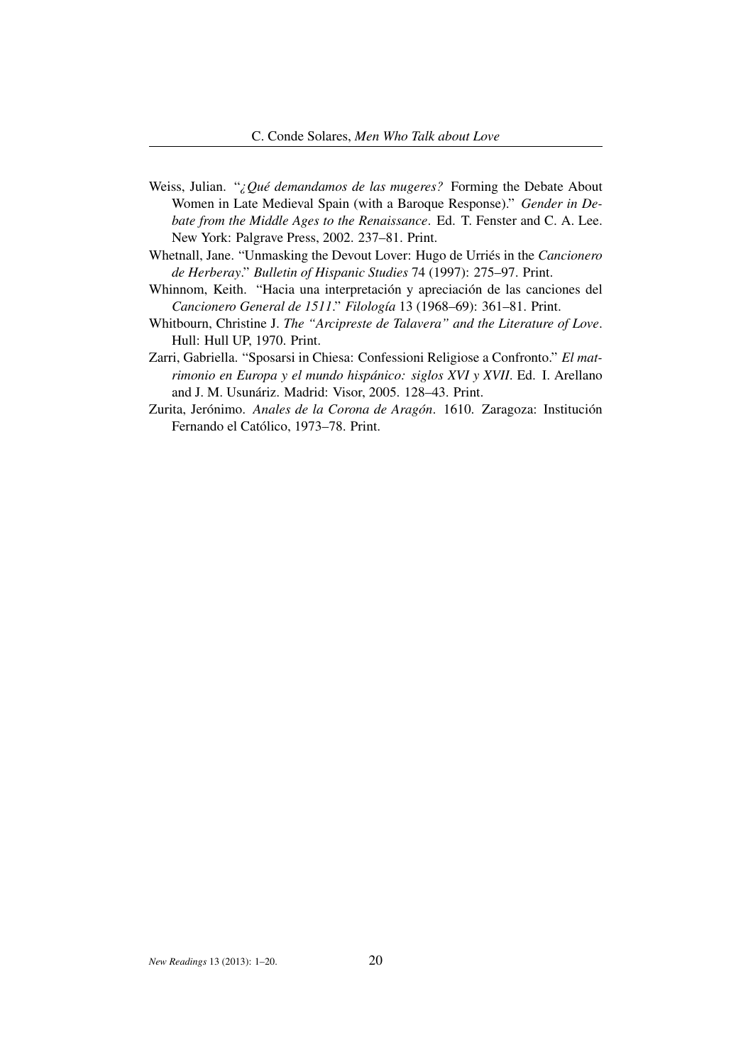Weiss, Julian. "*¿Qué demandamos de las mugeres?* Forming the Debate About Women in Late Medieval Spain (with a Baroque Response)." *Gender in Debate from the Middle Ages to the Renaissance*. Ed. T. Fenster and C. A. Lee. New York: Palgrave Press, 2002. 237–81. Print.

Whetnall, Jane. "Unmasking the Devout Lover: Hugo de Urriés in the *Cancionero de Herberay*." *Bulletin of Hispanic Studies* 74 (1997): 275–97. Print.

Whinnom, Keith. "Hacia una interpretación y apreciación de las canciones del *Cancionero General de 1511*." *Filología* 13 (1968–69): 361–81. Print.

Whitbourn, Christine J. *The "Arcipreste de Talavera" and the Literature of Love*. Hull: Hull UP, 1970. Print.

Zarri, Gabriella. "Sposarsi in Chiesa: Confessioni Religiose a Confronto." *El matrimonio en Europa y el mundo hispánico: siglos XVI y XVII*. Ed. I. Arellano and J. M. Usunáriz. Madrid: Visor, 2005. 128–43. Print.

Zurita, Jerónimo. *Anales de la Corona de Aragón*. 1610. Zaragoza: Institución Fernando el Católico, 1973–78. Print.